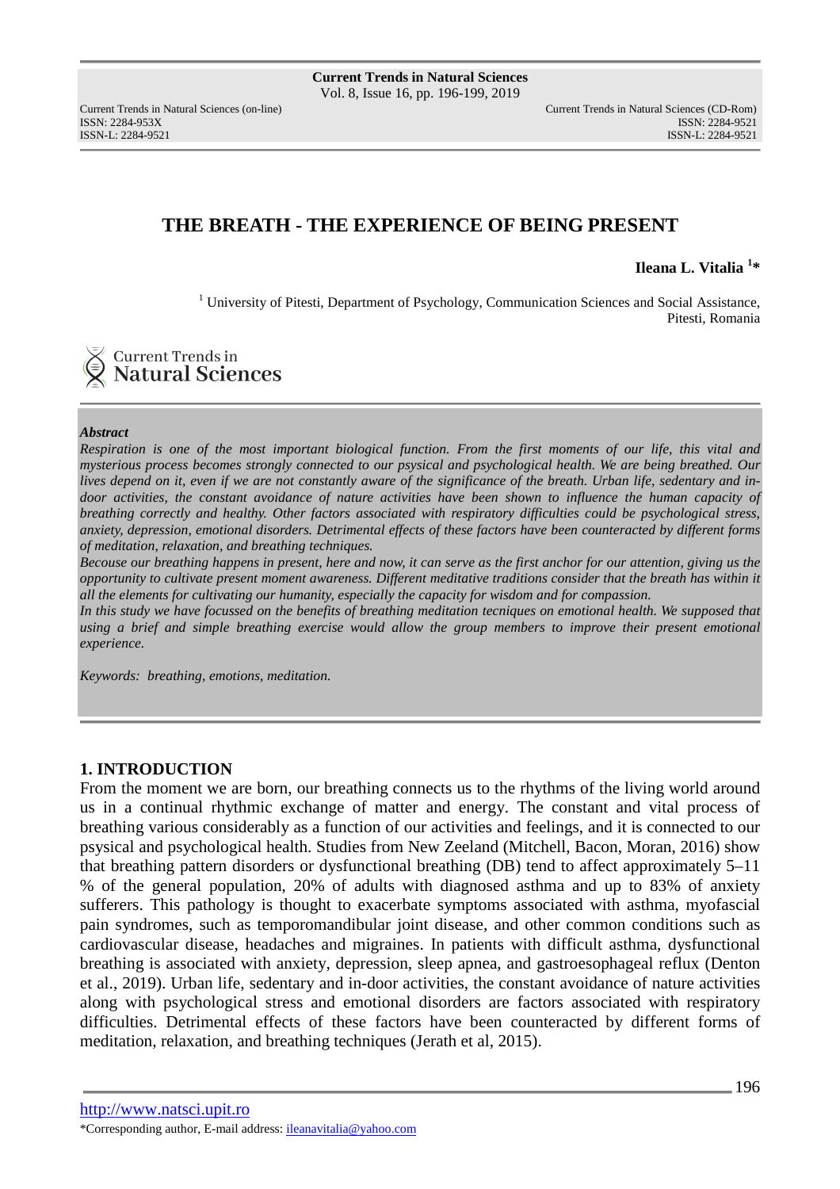# THE BREATH - THE EXPERIENCE OF BEING PRESENT

**Ileana L. Vitalia [1]***

[1] University of Pitesti, Department of Psychology, Communication Sciences and Social Assistance, Pitesti, Romania

***Abstract***

*Respiration is one of the most important biological function. From the first moments of our life, this vital and mysterious process becomes strongly connected to our psysical and psychological health. We are being breathed. Our lives depend on it, even if we are not constantly aware of the significance of the breath. Urban life, sedentary and in-door activities, the constant avoidance of nature activities have been shown to influence the human capacity of breathing correctly and healthy. Other factors associated with respiratory difficulties could be psychological stress, anxiety, depression, emotional disorders. Detrimental effects of these factors have been counteracted by different forms of meditation, relaxation, and breathing techniques.*

*Becouse our breathing happens in present, here and now, it can serve as the first anchor for our attention, giving us the opportunity to cultivate present moment awareness. Different meditative traditions consider that the breath has within it all the elements for cultivating our humanity, especially the capacity for wisdom and for compassion.*

*In this study we have focussed on the benefits of breathing meditation tecniques on emotional health. We supposed that using a brief and simple breathing exercise would allow the group members to improve their present emotional experience.*

*Keywords: breathing, emotions, meditation.*

## 1. INTRODUCTION

From the moment we are born, our breathing connects us to the rhythms of the living world around us in a continual rhythmic exchange of matter and energy. The constant and vital process of breathing various considerably as a function of our activities and feelings, and it is connected to our psysical and psychological health. Studies from New Zeeland (Mitchell, Bacon, Moran, 2016) show that breathing pattern disorders or dysfunctional breathing (DB) tend to affect approximately 5–11 % of the general population, 20% of adults with diagnosed asthma and up to 83% of anxiety sufferers. This pathology is thought to exacerbate symptoms associated with asthma, myofascial pain syndromes, such as temporomandibular joint disease, and other common conditions such as cardiovascular disease, headaches and migraines. In patients with difficult asthma, dysfunctional breathing is associated with anxiety, depression, sleep apnea, and gastroesophageal reflux (Denton et al., 2019). Urban life, sedentary and in-door activities, the constant avoidance of nature activities along with psychological stress and emotional disorders are factors associated with respiratory difficulties. Detrimental effects of these factors have been counteracted by different forms of meditation, relaxation, and breathing techniques (Jerath et al, 2015).

*Corresponding author, E-mail address: ileanavitalia@yahoo.com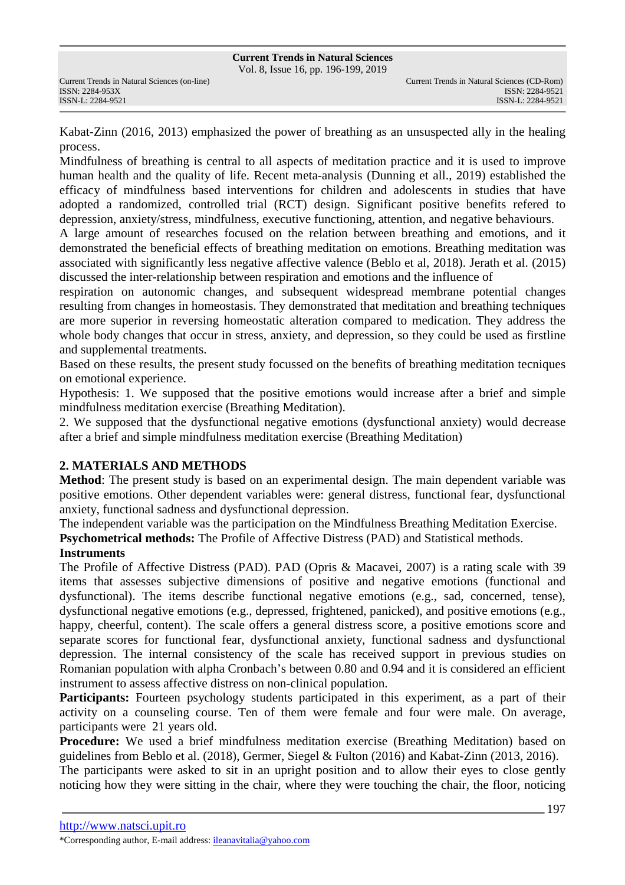Kabat-Zinn (2016, 2013) emphasized the power of breathing as an unsuspected ally in the healing process.

Mindfulness of breathing is central to all aspects of meditation practice and it is used to improve human health and the quality of life. Recent meta-analysis (Dunning et all., 2019) established the efficacy of mindfulness based interventions for children and adolescents in studies that have adopted a randomized, controlled trial (RCT) design. Significant positive benefits refered to depression, anxiety/stress, mindfulness, executive functioning, attention, and negative behaviours.

A large amount of researches focused on the relation between breathing and emotions, and it demonstrated the beneficial effects of breathing meditation on emotions. Breathing meditation was associated with significantly less negative affective valence (Beblo et al, 2018). Jerath et al. (2015) discussed the inter-relationship between respiration and emotions and the influence of respiration on autonomic changes, and subsequent widespread membrane potential changes resulting from changes in homeostasis. They demonstrated that meditation and breathing techniques are more superior in reversing homeostatic alteration compared to medication. They address the whole body changes that occur in stress, anxiety, and depression, so they could be used as firstline and supplemental treatments.

Based on these results, the present study focussed on the benefits of breathing meditation tecniques on emotional experience.

Hypothesis: 1. We supposed that the positive emotions would increase after a brief and simple mindfulness meditation exercise (Breathing Meditation).

2. We supposed that the dysfunctional negative emotions (dysfunctional anxiety) would decrease after a brief and simple mindfulness meditation exercise (Breathing Meditation)

## 2. MATERIALS AND METHODS

**Method**: The present study is based on an experimental design. The main dependent variable was positive emotions. Other dependent variables were: general distress, functional fear, dysfunctional anxiety, functional sadness and dysfunctional depression.

The independent variable was the participation on the Mindfulness Breathing Meditation Exercise.

**Psychometrical methods:** The Profile of Affective Distress (PAD) and Statistical methods.

**Instruments**

The Profile of Affective Distress (PAD). PAD (Opris & Macavei, 2007) is a rating scale with 39 items that assesses subjective dimensions of positive and negative emotions (functional and dysfunctional). The items describe functional negative emotions (e.g., sad, concerned, tense), dysfunctional negative emotions (e.g., depressed, frightened, panicked), and positive emotions (e.g., happy, cheerful, content). The scale offers a general distress score, a positive emotions score and separate scores for functional fear, dysfunctional anxiety, functional sadness and dysfunctional depression. The internal consistency of the scale has received support in previous studies on Romanian population with alpha Cronbach's between 0.80 and 0.94 and it is considered an efficient instrument to assess affective distress on non-clinical population.

**Participants:** Fourteen psychology students participated in this experiment, as a part of their activity on a counseling course. Ten of them were female and four were male. On average, participants were 21 years old.

**Procedure:** We used a brief mindfulness meditation exercise (Breathing Meditation) based on guidelines from Beblo et al. (2018), Germer, Siegel & Fulton (2016) and Kabat-Zinn (2013, 2016).

The participants were asked to sit in an upright position and to allow their eyes to close gently noticing how they were sitting in the chair, where they were touching the chair, the floor, noticing

http://www.natsci.upit.ro

*Corresponding author, E-mail address: ileanavitalia@yahoo.com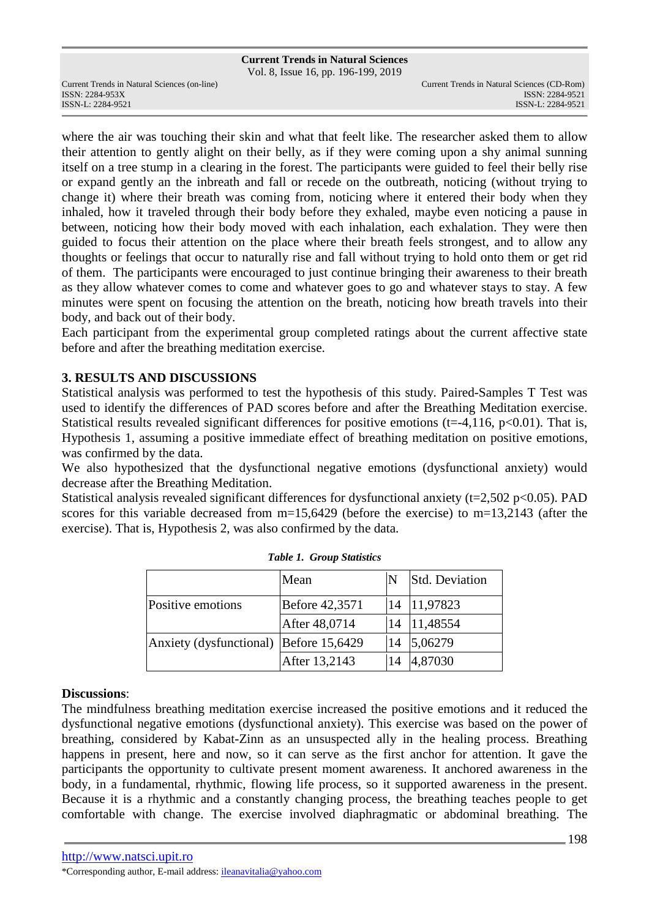where the air was touching their skin and what that feelt like. The researcher asked them to allow their attention to gently alight on their belly, as if they were coming upon a shy animal sunning itself on a tree stump in a clearing in the forest. The participants were guided to feel their belly rise or expand gently an the inbreath and fall or recede on the outbreath, noticing (without trying to change it) where their breath was coming from, noticing where it entered their body when they inhaled, how it traveled through their body before they exhaled, maybe even noticing a pause in between, noticing how their body moved with each inhalation, each exhalation. They were then guided to focus their attention on the place where their breath feels strongest, and to allow any thoughts or feelings that occur to naturally rise and fall without trying to hold onto them or get rid of them. The participants were encouraged to just continue bringing their awareness to their breath as they allow whatever comes to come and whatever goes to go and whatever stays to stay. A few minutes were spent on focusing the attention on the breath, noticing how breath travels into their body, and back out of their body.

Each participant from the experimental group completed ratings about the current affective state before and after the breathing meditation exercise.

## 3. RESULTS AND DISCUSSIONS

Statistical analysis was performed to test the hypothesis of this study. Paired-Samples T Test was used to identify the differences of PAD scores before and after the Breathing Meditation exercise. Statistical results revealed significant differences for positive emotions ($t=-4,116$, $p<0.01$). That is, Hypothesis 1, assuming a positive immediate effect of breathing meditation on positive emotions, was confirmed by the data.

We also hypothesized that the dysfunctional negative emotions (dysfunctional anxiety) would decrease after the Breathing Meditation.

Statistical analysis revealed significant differences for dysfunctional anxiety ($t=2,502$ $p<0.05$). PAD scores for this variable decreased from $m=15,6429$ (before the exercise) to $m=13,2143$ (after the exercise). That is, Hypothesis 2, was also confirmed by the data.

***Table 1. Group Statistics***

| | Mean | N | Std. Deviation |
|---|---|---|---|
| Positive emotions | Before 42,3571 | 14 | 11,97823 |
| | After 48,0714 | 14 | 11,48554 |
| Anxiety (dysfunctional) | Before 15,6429 | 14 | 5,06279 |
| | After 13,2143 | 14 | 4,87030 |

**Discussions**:

The mindfulness breathing meditation exercise increased the positive emotions and it reduced the dysfunctional negative emotions (dysfunctional anxiety). This exercise was based on the power of breathing, considered by Kabat-Zinn as an unsuspected ally in the healing process. Breathing happens in present, here and now, so it can serve as the first anchor for attention. It gave the participants the opportunity to cultivate present moment awareness. It anchored awareness in the body, in a fundamental, rhythmic, flowing life process, so it supported awareness in the present. Because it is a rhythmic and a constantly changing process, the breathing teaches people to get comfortable with change. The exercise involved diaphragmatic or abdominal breathing. The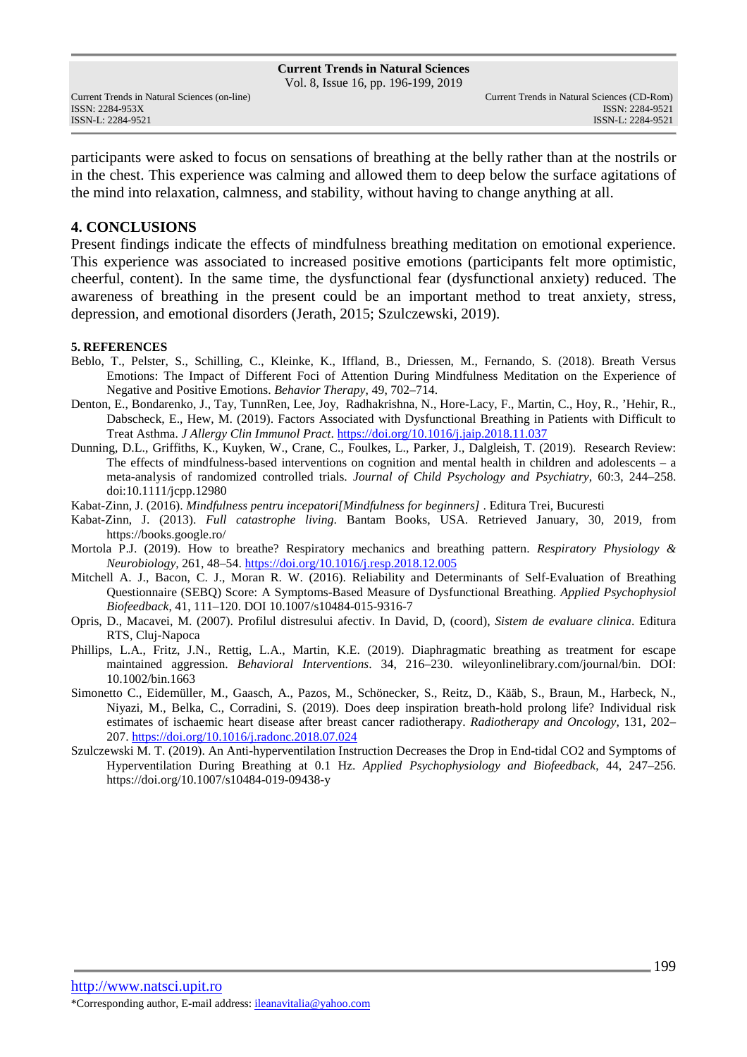participants were asked to focus on sensations of breathing at the belly rather than at the nostrils or in the chest. This experience was calming and allowed them to deep below the surface agitations of the mind into relaxation, calmness, and stability, without having to change anything at all.

## 4. CONCLUSIONS

Present findings indicate the effects of mindfulness breathing meditation on emotional experience. This experience was associated to increased positive emotions (participants felt more optimistic, cheerful, content). In the same time, the dysfunctional fear (dysfunctional anxiety) reduced. The awareness of breathing in the present could be an important method to treat anxiety, stress, depression, and emotional disorders (Jerath, 2015; Szulczewski, 2019).

## 5. REFERENCES

Beblo, T., Pelster, S., Schilling, C., Kleinke, K., Iffland, B., Driessen, M., Fernando, S. (2018). Breath Versus Emotions: The Impact of Different Foci of Attention During Mindfulness Meditation on the Experience of Negative and Positive Emotions. *Behavior Therapy*, 49, 702–714.

Denton, E., Bondarenko, J., Tay, TunnRen, Lee, Joy, Radhakrishna, N., Hore-Lacy, F., Martin, C., Hoy, R., 'Hehir, R., Dabscheck, E., Hew, M. (2019). Factors Associated with Dysfunctional Breathing in Patients with Difficult to Treat Asthma. *J Allergy Clin Immunol Pract*. https://doi.org/10.1016/j.jaip.2018.11.037

Dunning, D.L., Griffiths, K., Kuyken, W., Crane, C., Foulkes, L., Parker, J., Dalgleish, T. (2019). Research Review: The effects of mindfulness-based interventions on cognition and mental health in children and adolescents – a meta-analysis of randomized controlled trials. *Journal of Child Psychology and Psychiatry*, 60:3, 244–258. doi:10.1111/jcpp.12980

Kabat-Zinn, J. (2016). *Mindfulness pentru incepatori[Mindfulness for beginners]* . Editura Trei, Bucuresti

Kabat-Zinn, J. (2013). *Full catastrophe living*. Bantam Books, USA. Retrieved January, 30, 2019, from https://books.google.ro/

Mortola P.J. (2019). How to breathe? Respiratory mechanics and breathing pattern. *Respiratory Physiology & Neurobiology*, 261, 48–54. https://doi.org/10.1016/j.resp.2018.12.005

Mitchell A. J., Bacon, C. J., Moran R. W. (2016). Reliability and Determinants of Self-Evaluation of Breathing Questionnaire (SEBQ) Score: A Symptoms-Based Measure of Dysfunctional Breathing. *Applied Psychophysiol Biofeedback*, 41, 111–120. DOI 10.1007/s10484-015-9316-7

Opris, D., Macavei, M. (2007). Profilul distresului afectiv. In David, D, (coord), *Sistem de evaluare clinica*. Editura RTS, Cluj-Napoca

Phillips, L.A., Fritz, J.N., Rettig, L.A., Martin, K.E. (2019). Diaphragmatic breathing as treatment for escape maintained aggression. *Behavioral Interventions*. 34, 216–230. wileyonlinelibrary.com/journal/bin. DOI: 10.1002/bin.1663

Simonetto C., Eidemüller, M., Gaasch, A., Pazos, M., Schönecker, S., Reitz, D., Kääb, S., Braun, M., Harbeck, N., Niyazi, M., Belka, C., Corradini, S. (2019). Does deep inspiration breath-hold prolong life? Individual risk estimates of ischaemic heart disease after breast cancer radiotherapy. *Radiotherapy and Oncology*, 131, 202–207. https://doi.org/10.1016/j.radonc.2018.07.024

Szulczewski M. T. (2019). An Anti-hyperventilation Instruction Decreases the Drop in End-tidal CO2 and Symptoms of Hyperventilation During Breathing at 0.1 Hz. *Applied Psychophysiology and Biofeedback*, 44, 247–256. https://doi.org/10.1007/s10484-019-09438-y

http://www.natsci.upit.ro

*Corresponding author, E-mail address: ileanavitalia@yahoo.com